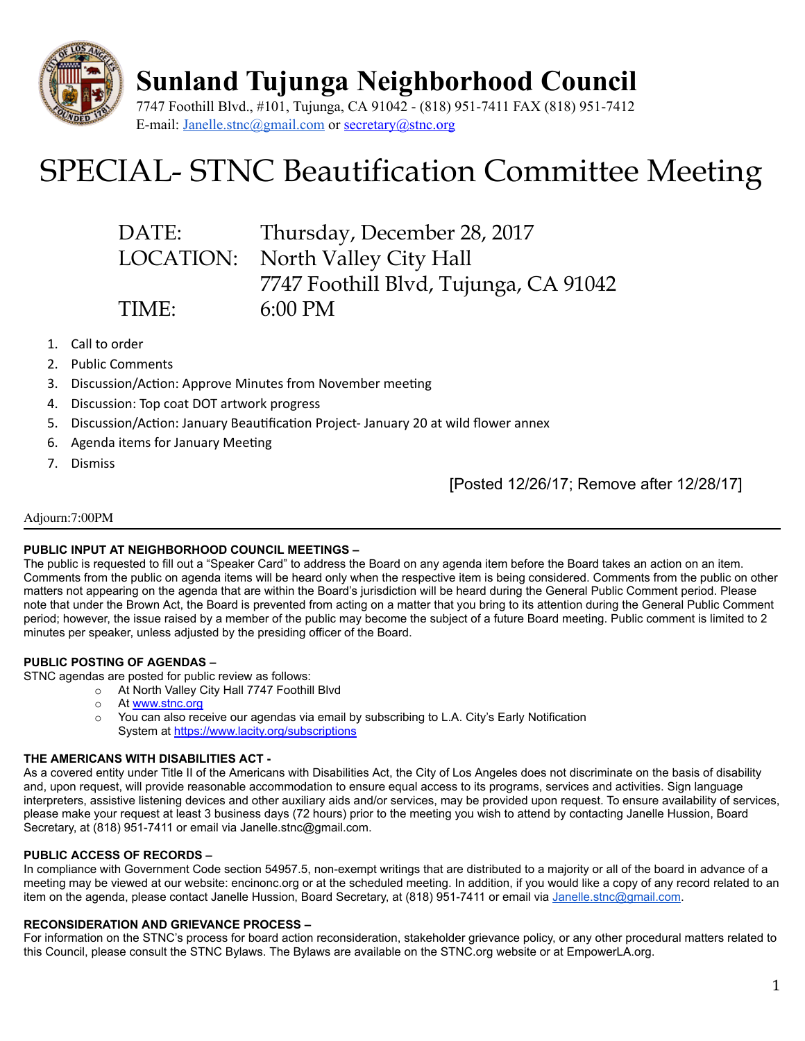# Sunland Tujunga Neighborhood Council

7747 Foothill Blvd., #101, Tujunga, CA 91042 - (818) 951-7411 FAX (818) 951-7412
E-mail: Janelle.stnc@gmail.com or secretary@stnc.org

# SPECIAL- STNC Beautification Committee Meeting

DATE: Thursday, December 28, 2017
LOCATION: North Valley City Hall
7747 Foothill Blvd, Tujunga, CA 91042
TIME: 6:00 PM

1. Call to order
2. Public Comments
3. Discussion/Action: Approve Minutes from November meeting
4. Discussion: Top coat DOT artwork progress
5. Discussion/Action: January Beautification Project- January 20 at wild flower annex
6. Agenda items for January Meeting
7. Dismiss

[Posted 12/26/17; Remove after 12/28/17]

Adjourn:7:00PM

---

**PUBLIC INPUT AT NEIGHBORHOOD COUNCIL MEETINGS –**
The public is requested to fill out a “Speaker Card” to address the Board on any agenda item before the Board takes an action on an item. Comments from the public on agenda items will be heard only when the respective item is being considered. Comments from the public on other matters not appearing on the agenda that are within the Board’s jurisdiction will be heard during the General Public Comment period. Please note that under the Brown Act, the Board is prevented from acting on a matter that you bring to its attention during the General Public Comment period; however, the issue raised by a member of the public may become the subject of a future Board meeting. Public comment is limited to 2 minutes per speaker, unless adjusted by the presiding officer of the Board.

**PUBLIC POSTING OF AGENDAS –**
STNC agendas are posted for public review as follows:

- At North Valley City Hall 7747 Foothill Blvd
- At www.stnc.org
- You can also receive our agendas via email by subscribing to L.A. City’s Early Notification System at https://www.lacity.org/subscriptions

**THE AMERICANS WITH DISABILITIES ACT -**
As a covered entity under Title II of the Americans with Disabilities Act, the City of Los Angeles does not discriminate on the basis of disability and, upon request, will provide reasonable accommodation to ensure equal access to its programs, services and activities. Sign language interpreters, assistive listening devices and other auxiliary aids and/or services, may be provided upon request. To ensure availability of services, please make your request at least 3 business days (72 hours) prior to the meeting you wish to attend by contacting Janelle Hussion, Board Secretary, at (818) 951-7411 or email via Janelle.stnc@gmail.com.

**PUBLIC ACCESS OF RECORDS –**
In compliance with Government Code section 54957.5, non-exempt writings that are distributed to a majority or all of the board in advance of a meeting may be viewed at our website: encinonc.org or at the scheduled meeting. In addition, if you would like a copy of any record related to an item on the agenda, please contact Janelle Hussion, Board Secretary, at (818) 951-7411 or email via Janelle.stnc@gmail.com.

**RECONSIDERATION AND GRIEVANCE PROCESS –**
For information on the STNC’s process for board action reconsideration, stakeholder grievance policy, or any other procedural matters related to this Council, please consult the STNC Bylaws. The Bylaws are available on the STNC.org website or at EmpowerLA.org.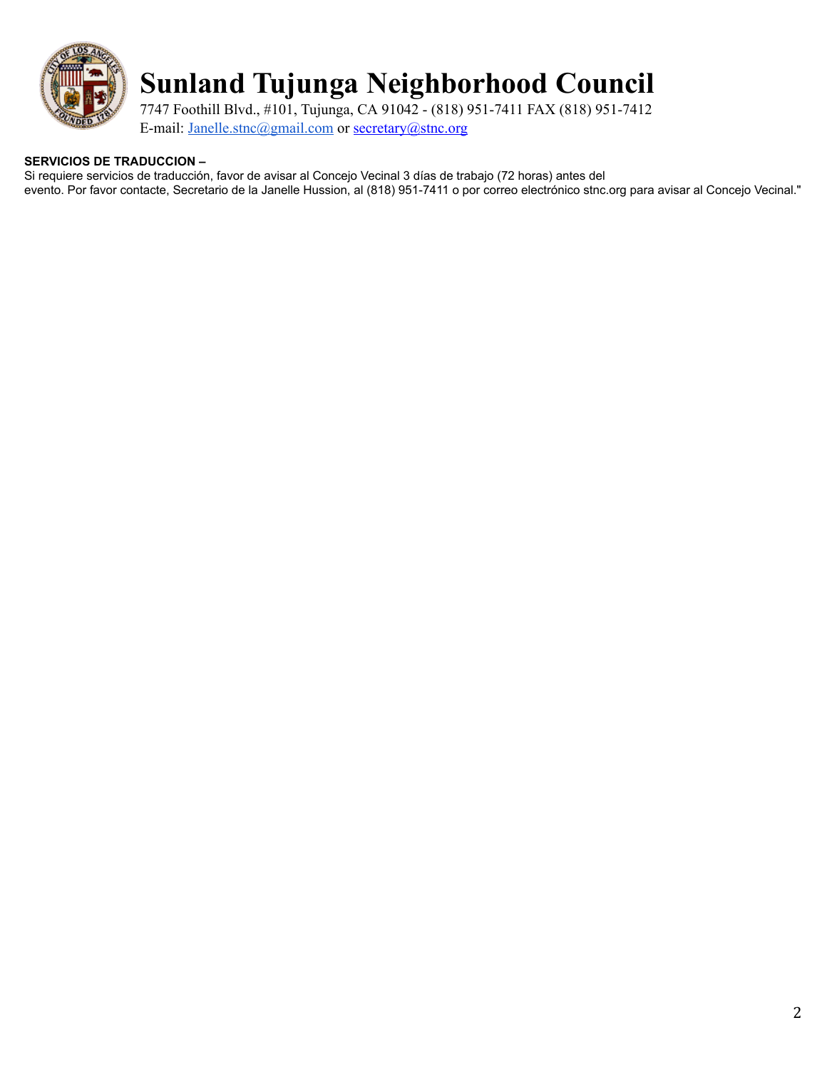# Sunland Tujunga Neighborhood Council

7747 Foothill Blvd., #101, Tujunga, CA 91042 - (818) 951-7411 FAX (818) 951-7412
E-mail: Janelle.stnc@gmail.com or secretary@stnc.org

**SERVICIOS DE TRADUCCION –**
Si requiere servicios de traducción, favor de avisar al Concejo Vecinal 3 días de trabajo (72 horas) antes del evento. Por favor contacte, Secretario de la Janelle Hussion, al (818) 951-7411 o por correo electrónico stnc.org para avisar al Concejo Vecinal."